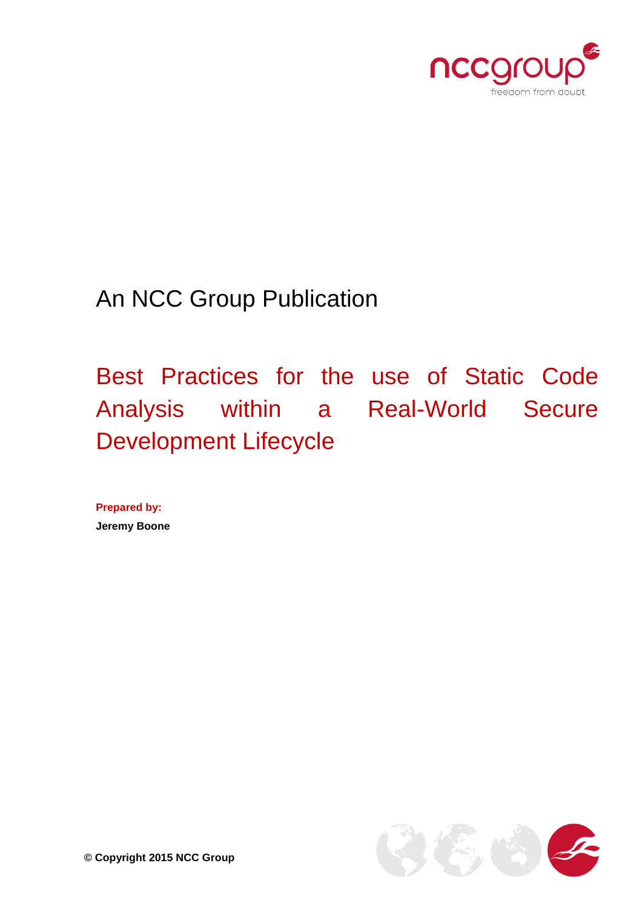An NCC Group Publication

# Best Practices for the use of Static Code Analysis within a Real-World Secure Development Lifecycle

**Prepared by:**

**Jeremy Boone**

**© Copyright 2015 NCC Group**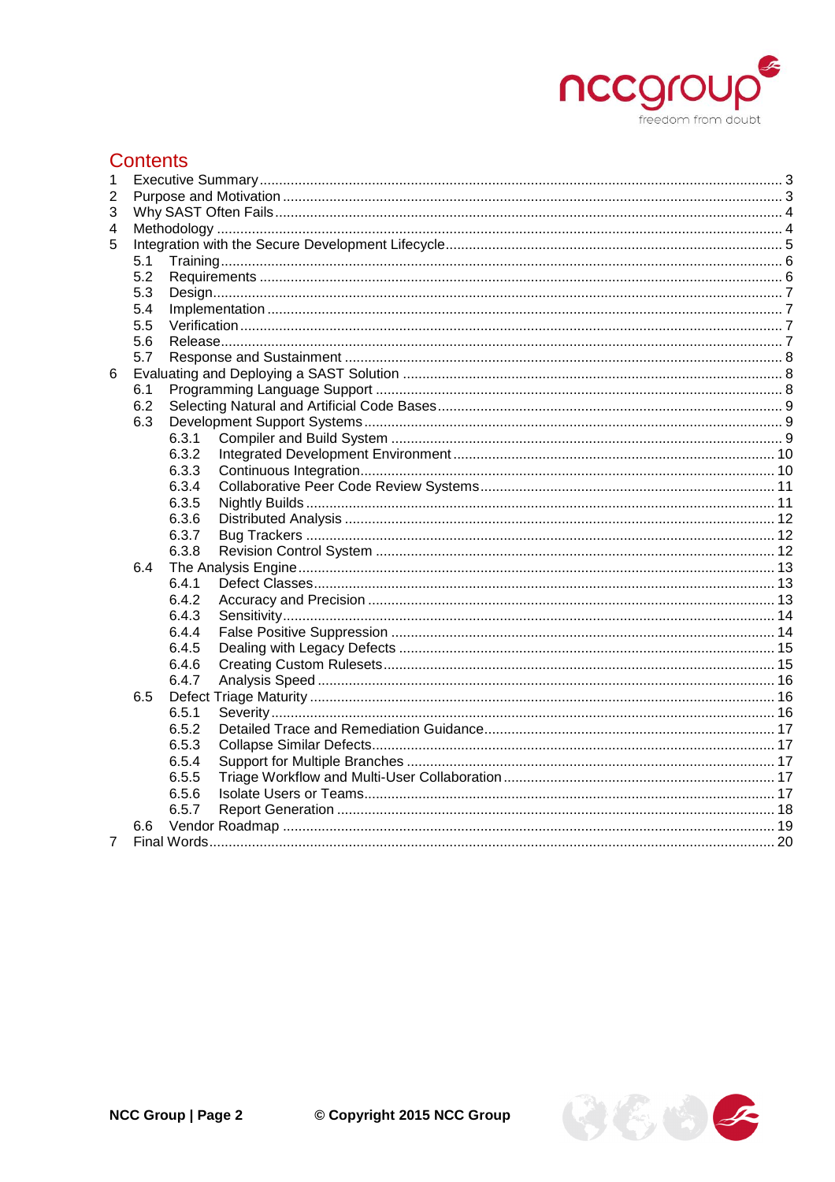# Contents

- 1 Executive Summary ..... 3
- 2 Purpose and Motivation ..... 3
- 3 Why SAST Often Fails ..... 4
- 4 Methodology ..... 4
- 5 Integration with the Secure Development Lifecycle ..... 5
  - 5.1 Training ..... 6
  - 5.2 Requirements ..... 6
  - 5.3 Design ..... 7
  - 5.4 Implementation ..... 7
  - 5.5 Verification ..... 7
  - 5.6 Release ..... 7
  - 5.7 Response and Sustainment ..... 8
- 6 Evaluating and Deploying a SAST Solution ..... 8
  - 6.1 Programming Language Support ..... 8
  - 6.2 Selecting Natural and Artificial Code Bases ..... 9
  - 6.3 Development Support Systems ..... 9
    - 6.3.1 Compiler and Build System ..... 9
    - 6.3.2 Integrated Development Environment ..... 10
    - 6.3.3 Continuous Integration ..... 10
    - 6.3.4 Collaborative Peer Code Review Systems ..... 11
    - 6.3.5 Nightly Builds ..... 11
    - 6.3.6 Distributed Analysis ..... 12
    - 6.3.7 Bug Trackers ..... 12
    - 6.3.8 Revision Control System ..... 12
  - 6.4 The Analysis Engine ..... 13
    - 6.4.1 Defect Classes ..... 13
    - 6.4.2 Accuracy and Precision ..... 13
    - 6.4.3 Sensitivity ..... 14
    - 6.4.4 False Positive Suppression ..... 14
    - 6.4.5 Dealing with Legacy Defects ..... 15
    - 6.4.6 Creating Custom Rulesets ..... 15
    - 6.4.7 Analysis Speed ..... 16
  - 6.5 Defect Triage Maturity ..... 16
    - 6.5.1 Severity ..... 16
    - 6.5.2 Detailed Trace and Remediation Guidance ..... 17
    - 6.5.3 Collapse Similar Defects ..... 17
    - 6.5.4 Support for Multiple Branches ..... 17
    - 6.5.5 Triage Workflow and Multi-User Collaboration ..... 17
    - 6.5.6 Isolate Users or Teams ..... 17
    - 6.5.7 Report Generation ..... 18
  - 6.6 Vendor Roadmap ..... 19
- 7 Final Words ..... 20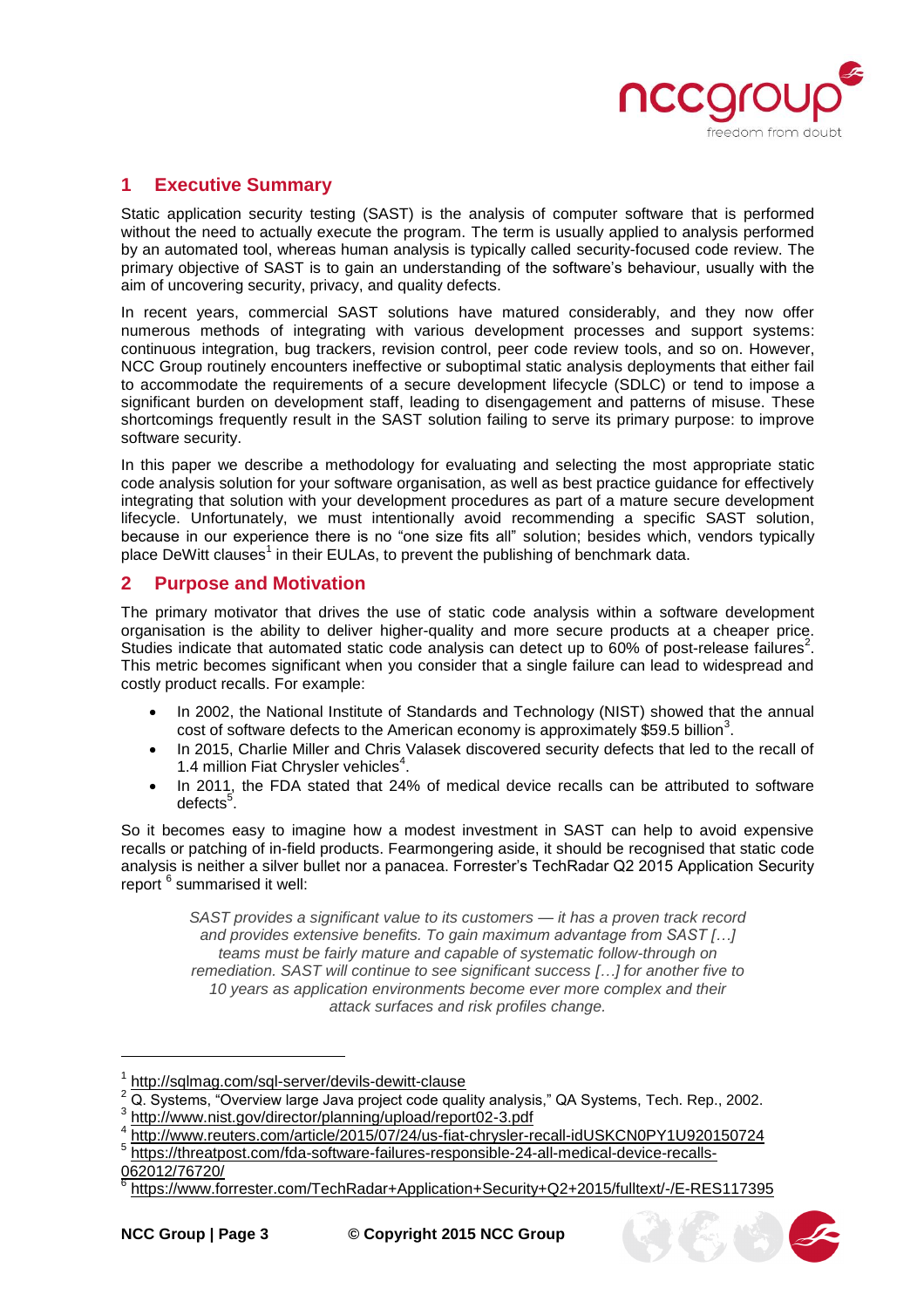## 1 Executive Summary

Static application security testing (SAST) is the analysis of computer software that is performed without the need to actually execute the program. The term is usually applied to analysis performed by an automated tool, whereas human analysis is typically called security-focused code review. The primary objective of SAST is to gain an understanding of the software's behaviour, usually with the aim of uncovering security, privacy, and quality defects.

In recent years, commercial SAST solutions have matured considerably, and they now offer numerous methods of integrating with various development processes and support systems: continuous integration, bug trackers, revision control, peer code review tools, and so on. However, NCC Group routinely encounters ineffective or suboptimal static analysis deployments that either fail to accommodate the requirements of a secure development lifecycle (SDLC) or tend to impose a significant burden on development staff, leading to disengagement and patterns of misuse. These shortcomings frequently result in the SAST solution failing to serve its primary purpose: to improve software security.

In this paper we describe a methodology for evaluating and selecting the most appropriate static code analysis solution for your software organisation, as well as best practice guidance for effectively integrating that solution with your development procedures as part of a mature secure development lifecycle. Unfortunately, we must intentionally avoid recommending a specific SAST solution, because in our experience there is no "one size fits all" solution; besides which, vendors typically place DeWitt clauses[1] in their EULAs, to prevent the publishing of benchmark data.

## 2 Purpose and Motivation

The primary motivator that drives the use of static code analysis within a software development organisation is the ability to deliver higher-quality and more secure products at a cheaper price. Studies indicate that automated static code analysis can detect up to 60% of post-release failures[2]. This metric becomes significant when you consider that a single failure can lead to widespread and costly product recalls. For example:

- In 2002, the National Institute of Standards and Technology (NIST) showed that the annual cost of software defects to the American economy is approximately $59.5 billion[3].
- In 2015, Charlie Miller and Chris Valasek discovered security defects that led to the recall of 1.4 million Fiat Chrysler vehicles[4].
- In 2011, the FDA stated that 24% of medical device recalls can be attributed to software defects[5].

So it becomes easy to imagine how a modest investment in SAST can help to avoid expensive recalls or patching of in-field products. Fearmongering aside, it should be recognised that static code analysis is neither a silver bullet nor a panacea. Forrester's TechRadar Q2 2015 Application Security report [6] summarised it well:

> *SAST provides a significant value to its customers — it has a proven track record and provides extensive benefits. To gain maximum advantage from SAST […] teams must be fairly mature and capable of systematic follow-through on remediation. SAST will continue to see significant success […] for another five to 10 years as application environments become ever more complex and their attack surfaces and risk profiles change.*

---

[1] http://sqlmag.com/sql-server/devils-dewitt-clause

[2] Q. Systems, "Overview large Java project code quality analysis," QA Systems, Tech. Rep., 2002.

[3] http://www.nist.gov/director/planning/upload/report02-3.pdf

[4] http://www.reuters.com/article/2015/07/24/us-fiat-chrysler-recall-idUSKCN0PY1U920150724

[5] https://threatpost.com/fda-software-failures-responsible-24-all-medical-device-recalls-062012/76720/

[6] https://www.forrester.com/TechRadar+Application+Security+Q2+2015/fulltext/-/E-RES117395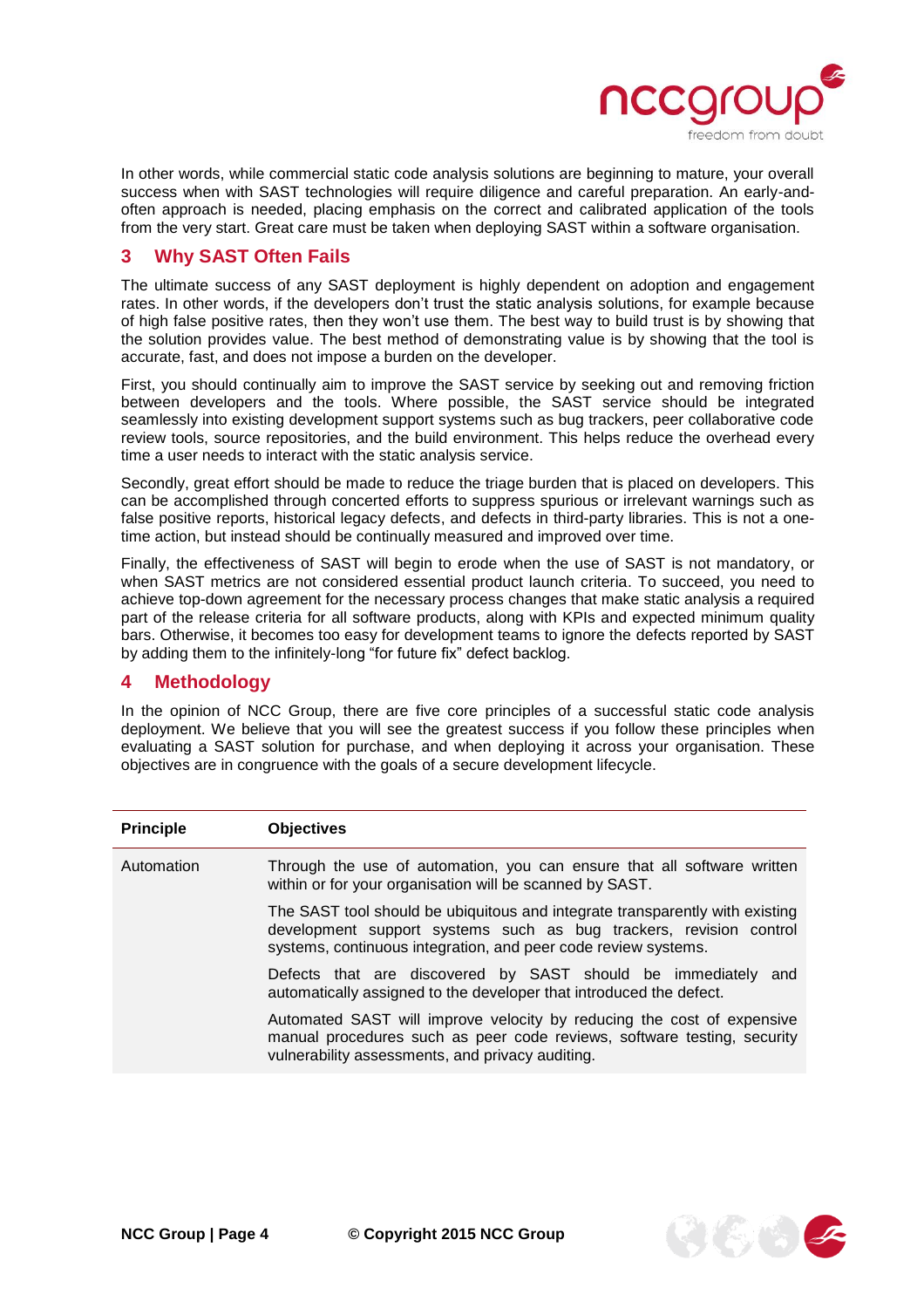In other words, while commercial static code analysis solutions are beginning to mature, your overall success when with SAST technologies will require diligence and careful preparation. An early-and-often approach is needed, placing emphasis on the correct and calibrated application of the tools from the very start. Great care must be taken when deploying SAST within a software organisation.

## 3 Why SAST Often Fails

The ultimate success of any SAST deployment is highly dependent on adoption and engagement rates. In other words, if the developers don't trust the static analysis solutions, for example because of high false positive rates, then they won't use them. The best way to build trust is by showing that the solution provides value. The best method of demonstrating value is by showing that the tool is accurate, fast, and does not impose a burden on the developer.

First, you should continually aim to improve the SAST service by seeking out and removing friction between developers and the tools. Where possible, the SAST service should be integrated seamlessly into existing development support systems such as bug trackers, peer collaborative code review tools, source repositories, and the build environment. This helps reduce the overhead every time a user needs to interact with the static analysis service.

Secondly, great effort should be made to reduce the triage burden that is placed on developers. This can be accomplished through concerted efforts to suppress spurious or irrelevant warnings such as false positive reports, historical legacy defects, and defects in third-party libraries. This is not a one-time action, but instead should be continually measured and improved over time.

Finally, the effectiveness of SAST will begin to erode when the use of SAST is not mandatory, or when SAST metrics are not considered essential product launch criteria. To succeed, you need to achieve top-down agreement for the necessary process changes that make static analysis a required part of the release criteria for all software products, along with KPIs and expected minimum quality bars. Otherwise, it becomes too easy for development teams to ignore the defects reported by SAST by adding them to the infinitely-long "for future fix" defect backlog.

## 4 Methodology

In the opinion of NCC Group, there are five core principles of a successful static code analysis deployment. We believe that you will see the greatest success if you follow these principles when evaluating a SAST solution for purchase, and when deploying it across your organisation. These objectives are in congruence with the goals of a secure development lifecycle.

| Principle | Objectives |
|---|---|
| Automation | Through the use of automation, you can ensure that all software written within or for your organisation will be scanned by SAST. |
| | The SAST tool should be ubiquitous and integrate transparently with existing development support systems such as bug trackers, revision control systems, continuous integration, and peer code review systems. |
| | Defects that are discovered by SAST should be immediately and automatically assigned to the developer that introduced the defect. |
| | Automated SAST will improve velocity by reducing the cost of expensive manual procedures such as peer code reviews, software testing, security vulnerability assessments, and privacy auditing. |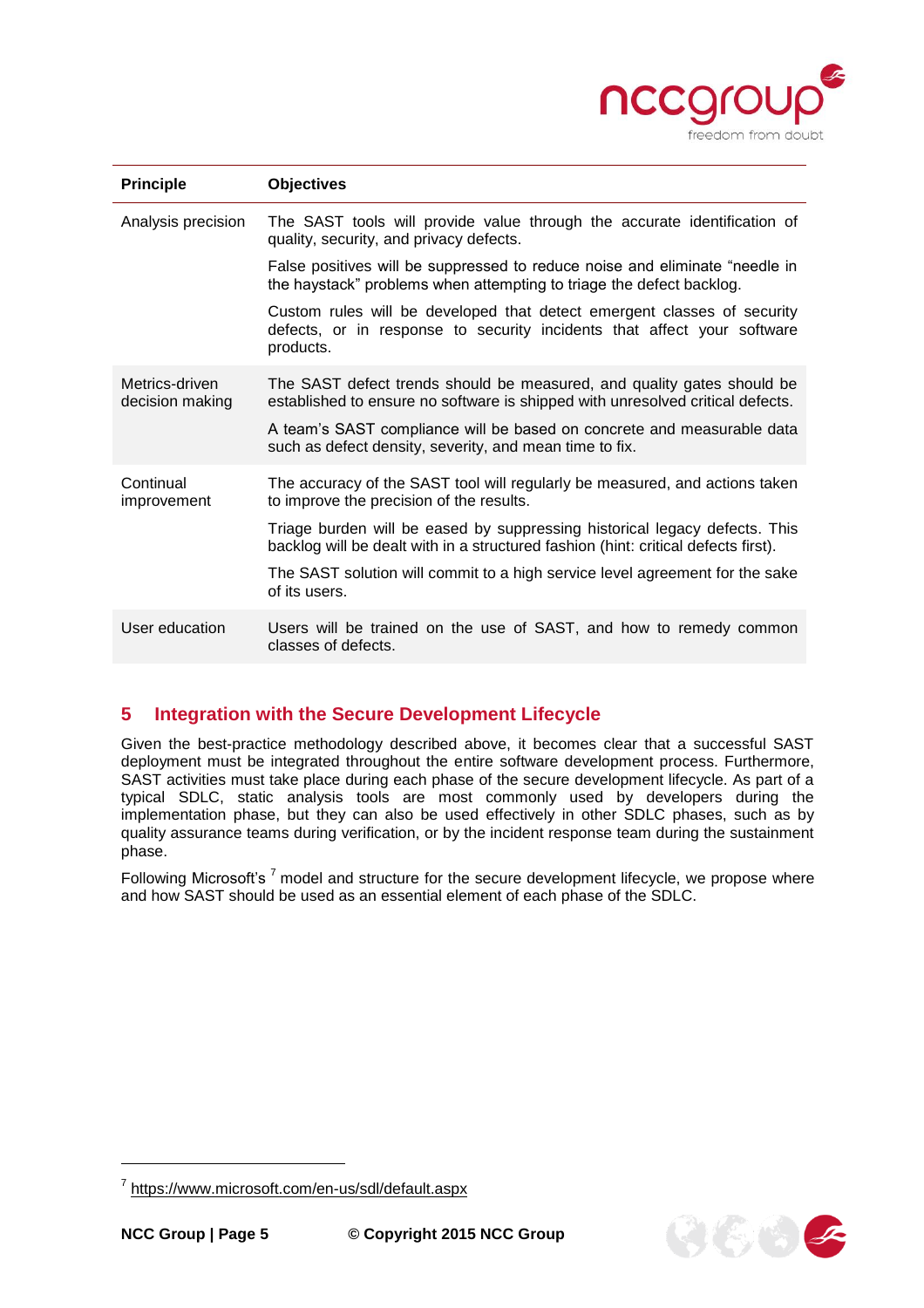| Principle | Objectives |
| --- | --- |
| Analysis precision | The SAST tools will provide value through the accurate identification of quality, security, and privacy defects.<br><br>False positives will be suppressed to reduce noise and eliminate "needle in the haystack" problems when attempting to triage the defect backlog.<br><br>Custom rules will be developed that detect emergent classes of security defects, or in response to security incidents that affect your software products. |
| Metrics-driven decision making | The SAST defect trends should be measured, and quality gates should be established to ensure no software is shipped with unresolved critical defects.<br><br>A team's SAST compliance will be based on concrete and measurable data such as defect density, severity, and mean time to fix. |
| Continual improvement | The accuracy of the SAST tool will regularly be measured, and actions taken to improve the precision of the results.<br><br>Triage burden will be eased by suppressing historical legacy defects. This backlog will be dealt with in a structured fashion (hint: critical defects first).<br><br>The SAST solution will commit to a high service level agreement for the sake of its users. |
| User education | Users will be trained on the use of SAST, and how to remedy common classes of defects. |

## 5 Integration with the Secure Development Lifecycle

Given the best-practice methodology described above, it becomes clear that a successful SAST deployment must be integrated throughout the entire software development process. Furthermore, SAST activities must take place during each phase of the secure development lifecycle. As part of a typical SDLC, static analysis tools are most commonly used by developers during the implementation phase, but they can also be used effectively in other SDLC phases, such as by quality assurance teams during verification, or by the incident response team during the sustainment phase.

Following Microsoft's [7] model and structure for the secure development lifecycle, we propose where and how SAST should be used as an essential element of each phase of the SDLC.

[7] https://www.microsoft.com/en-us/sdl/default.aspx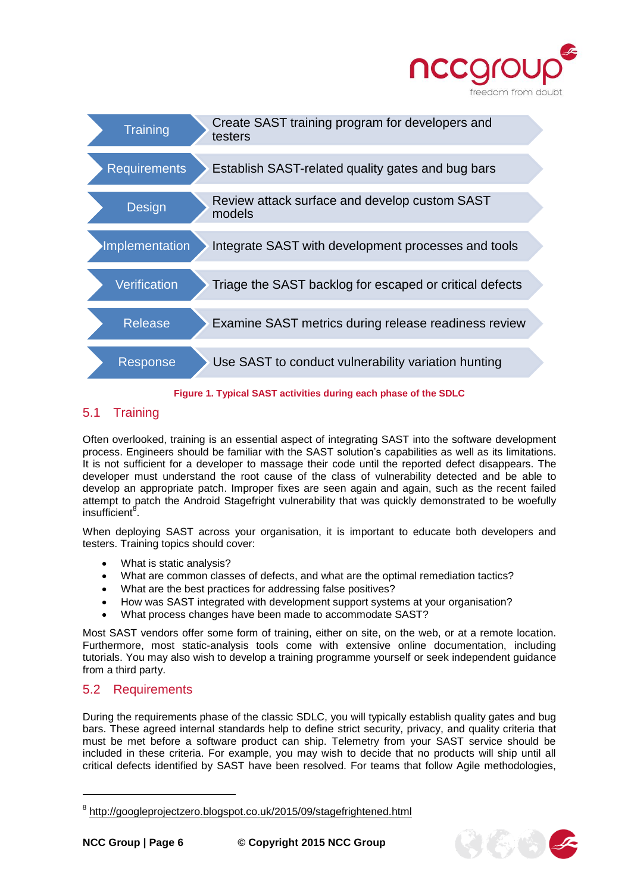| Phase | Activity |
|---|---|
| Training | Create SAST training program for developers and testers |
| Requirements | Establish SAST-related quality gates and bug bars |
| Design | Review attack surface and develop custom SAST models |
| Implementation | Integrate SAST with development processes and tools |
| Verification | Triage the SAST backlog for escaped or critical defects |
| Release | Examine SAST metrics during release readiness review |
| Response | Use SAST to conduct vulnerability variation hunting |

**Figure 1. Typical SAST activities during each phase of the SDLC**

## 5.1 Training

Often overlooked, training is an essential aspect of integrating SAST into the software development process. Engineers should be familiar with the SAST solution's capabilities as well as its limitations. It is not sufficient for a developer to massage their code until the reported defect disappears. The developer must understand the root cause of the class of vulnerability detected and be able to develop an appropriate patch. Improper fixes are seen again and again, such as the recent failed attempt to patch the Android Stagefright vulnerability that was quickly demonstrated to be woefully insufficient[8].

When deploying SAST across your organisation, it is important to educate both developers and testers. Training topics should cover:

- What is static analysis?
- What are common classes of defects, and what are the optimal remediation tactics?
- What are the best practices for addressing false positives?
- How was SAST integrated with development support systems at your organisation?
- What process changes have been made to accommodate SAST?

Most SAST vendors offer some form of training, either on site, on the web, or at a remote location. Furthermore, most static-analysis tools come with extensive online documentation, including tutorials. You may also wish to develop a training programme yourself or seek independent guidance from a third party.

## 5.2 Requirements

During the requirements phase of the classic SDLC, you will typically establish quality gates and bug bars. These agreed internal standards help to define strict security, privacy, and quality criteria that must be met before a software product can ship. Telemetry from your SAST service should be included in these criteria. For example, you may wish to decide that no products will ship until all critical defects identified by SAST have been resolved. For teams that follow Agile methodologies,

---

[8] http://googleprojectzero.blogspot.co.uk/2015/09/stagefrightened.html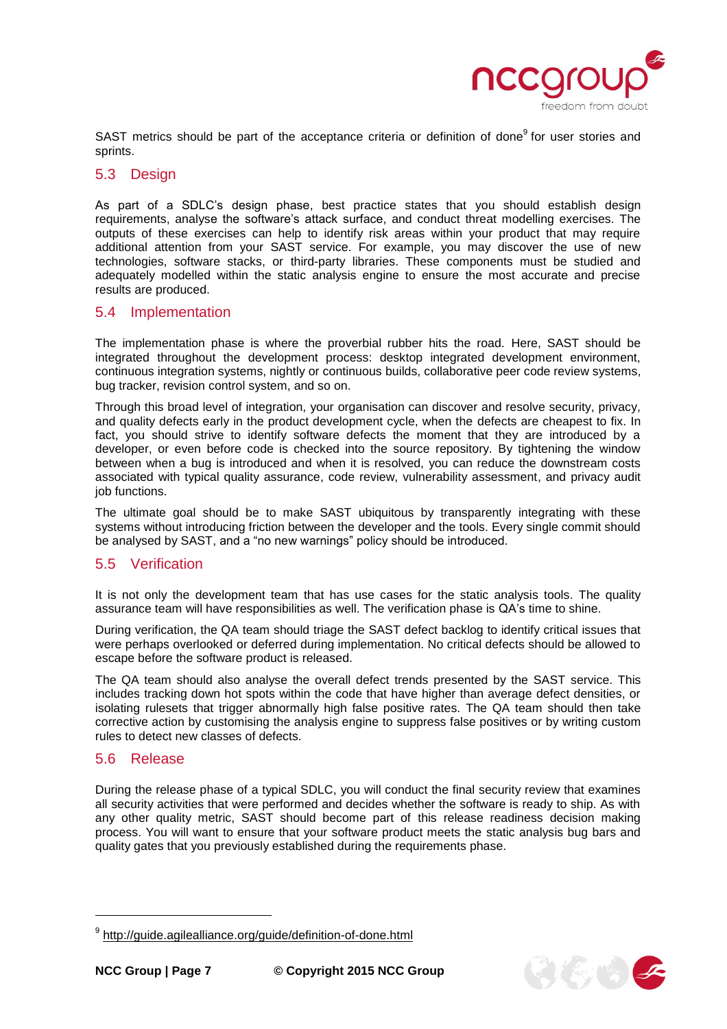SAST metrics should be part of the acceptance criteria or definition of done[9] for user stories and sprints.

## 5.3 Design

As part of a SDLC's design phase, best practice states that you should establish design requirements, analyse the software's attack surface, and conduct threat modelling exercises. The outputs of these exercises can help to identify risk areas within your product that may require additional attention from your SAST service. For example, you may discover the use of new technologies, software stacks, or third-party libraries. These components must be studied and adequately modelled within the static analysis engine to ensure the most accurate and precise results are produced.

## 5.4 Implementation

The implementation phase is where the proverbial rubber hits the road. Here, SAST should be integrated throughout the development process: desktop integrated development environment, continuous integration systems, nightly or continuous builds, collaborative peer code review systems, bug tracker, revision control system, and so on.

Through this broad level of integration, your organisation can discover and resolve security, privacy, and quality defects early in the product development cycle, when the defects are cheapest to fix. In fact, you should strive to identify software defects the moment that they are introduced by a developer, or even before code is checked into the source repository. By tightening the window between when a bug is introduced and when it is resolved, you can reduce the downstream costs associated with typical quality assurance, code review, vulnerability assessment, and privacy audit job functions.

The ultimate goal should be to make SAST ubiquitous by transparently integrating with these systems without introducing friction between the developer and the tools. Every single commit should be analysed by SAST, and a "no new warnings" policy should be introduced.

## 5.5 Verification

It is not only the development team that has use cases for the static analysis tools. The quality assurance team will have responsibilities as well. The verification phase is QA's time to shine.

During verification, the QA team should triage the SAST defect backlog to identify critical issues that were perhaps overlooked or deferred during implementation. No critical defects should be allowed to escape before the software product is released.

The QA team should also analyse the overall defect trends presented by the SAST service. This includes tracking down hot spots within the code that have higher than average defect densities, or isolating rulesets that trigger abnormally high false positive rates. The QA team should then take corrective action by customising the analysis engine to suppress false positives or by writing custom rules to detect new classes of defects.

## 5.6 Release

During the release phase of a typical SDLC, you will conduct the final security review that examines all security activities that were performed and decides whether the software is ready to ship. As with any other quality metric, SAST should become part of this release readiness decision making process. You will want to ensure that your software product meets the static analysis bug bars and quality gates that you previously established during the requirements phase.

---

[9] http://guide.agilealliance.org/guide/definition-of-done.html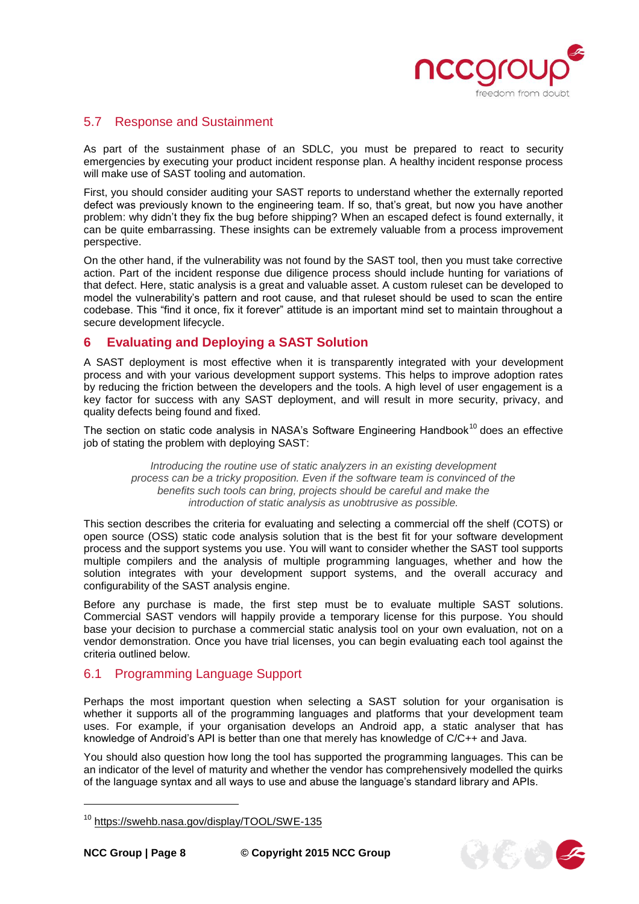## 5.7 Response and Sustainment

As part of the sustainment phase of an SDLC, you must be prepared to react to security emergencies by executing your product incident response plan. A healthy incident response process will make use of SAST tooling and automation.

First, you should consider auditing your SAST reports to understand whether the externally reported defect was previously known to the engineering team. If so, that's great, but now you have another problem: why didn't they fix the bug before shipping? When an escaped defect is found externally, it can be quite embarrassing. These insights can be extremely valuable from a process improvement perspective.

On the other hand, if the vulnerability was not found by the SAST tool, then you must take corrective action. Part of the incident response due diligence process should include hunting for variations of that defect. Here, static analysis is a great and valuable asset. A custom ruleset can be developed to model the vulnerability's pattern and root cause, and that ruleset should be used to scan the entire codebase. This "find it once, fix it forever" attitude is an important mind set to maintain throughout a secure development lifecycle.

# 6 Evaluating and Deploying a SAST Solution

A SAST deployment is most effective when it is transparently integrated with your development process and with your various development support systems. This helps to improve adoption rates by reducing the friction between the developers and the tools. A high level of user engagement is a key factor for success with any SAST deployment, and will result in more security, privacy, and quality defects being found and fixed.

The section on static code analysis in NASA's Software Engineering Handbook[10] does an effective job of stating the problem with deploying SAST:

> *Introducing the routine use of static analyzers in an existing development process can be a tricky proposition. Even if the software team is convinced of the benefits such tools can bring, projects should be careful and make the introduction of static analysis as unobtrusive as possible.*

This section describes the criteria for evaluating and selecting a commercial off the shelf (COTS) or open source (OSS) static code analysis solution that is the best fit for your software development process and the support systems you use. You will want to consider whether the SAST tool supports multiple compilers and the analysis of multiple programming languages, whether and how the solution integrates with your development support systems, and the overall accuracy and configurability of the SAST analysis engine.

Before any purchase is made, the first step must be to evaluate multiple SAST solutions. Commercial SAST vendors will happily provide a temporary license for this purpose. You should base your decision to purchase a commercial static analysis tool on your own evaluation, not on a vendor demonstration. Once you have trial licenses, you can begin evaluating each tool against the criteria outlined below.

## 6.1 Programming Language Support

Perhaps the most important question when selecting a SAST solution for your organisation is whether it supports all of the programming languages and platforms that your development team uses. For example, if your organisation develops an Android app, a static analyser that has knowledge of Android's API is better than one that merely has knowledge of C/C++ and Java.

You should also question how long the tool has supported the programming languages. This can be an indicator of the level of maturity and whether the vendor has comprehensively modelled the quirks of the language syntax and all ways to use and abuse the language's standard library and APIs.

---

[10] https://swehb.nasa.gov/display/TOOL/SWE-135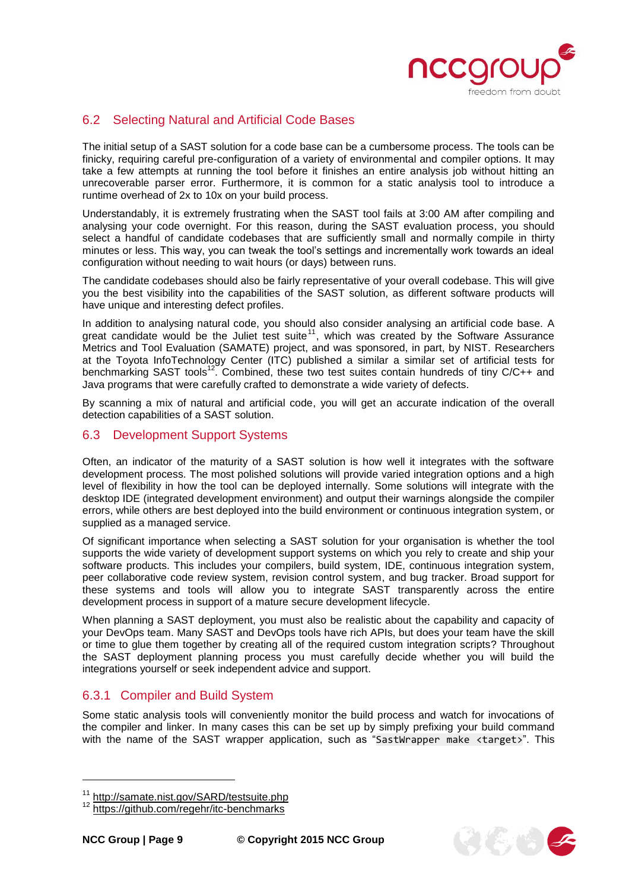## 6.2 Selecting Natural and Artificial Code Bases

The initial setup of a SAST solution for a code base can be a cumbersome process. The tools can be finicky, requiring careful pre-configuration of a variety of environmental and compiler options. It may take a few attempts at running the tool before it finishes an entire analysis job without hitting an unrecoverable parser error. Furthermore, it is common for a static analysis tool to introduce a runtime overhead of 2x to 10x on your build process.

Understandably, it is extremely frustrating when the SAST tool fails at 3:00 AM after compiling and analysing your code overnight. For this reason, during the SAST evaluation process, you should select a handful of candidate codebases that are sufficiently small and normally compile in thirty minutes or less. This way, you can tweak the tool's settings and incrementally work towards an ideal configuration without needing to wait hours (or days) between runs.

The candidate codebases should also be fairly representative of your overall codebase. This will give you the best visibility into the capabilities of the SAST solution, as different software products will have unique and interesting defect profiles.

In addition to analysing natural code, you should also consider analysing an artificial code base. A great candidate would be the Juliet test suite[11], which was created by the Software Assurance Metrics and Tool Evaluation (SAMATE) project, and was sponsored, in part, by NIST. Researchers at the Toyota InfoTechnology Center (ITC) published a similar a similar set of artificial tests for benchmarking SAST tools[12]. Combined, these two test suites contain hundreds of tiny C/C++ and Java programs that were carefully crafted to demonstrate a wide variety of defects.

By scanning a mix of natural and artificial code, you will get an accurate indication of the overall detection capabilities of a SAST solution.

## 6.3 Development Support Systems

Often, an indicator of the maturity of a SAST solution is how well it integrates with the software development process. The most polished solutions will provide varied integration options and a high level of flexibility in how the tool can be deployed internally. Some solutions will integrate with the desktop IDE (integrated development environment) and output their warnings alongside the compiler errors, while others are best deployed into the build environment or continuous integration system, or supplied as a managed service.

Of significant importance when selecting a SAST solution for your organisation is whether the tool supports the wide variety of development support systems on which you rely to create and ship your software products. This includes your compilers, build system, IDE, continuous integration system, peer collaborative code review system, revision control system, and bug tracker. Broad support for these systems and tools will allow you to integrate SAST transparently across the entire development process in support of a mature secure development lifecycle.

When planning a SAST deployment, you must also be realistic about the capability and capacity of your DevOps team. Many SAST and DevOps tools have rich APIs, but does your team have the skill or time to glue them together by creating all of the required custom integration scripts? Throughout the SAST deployment planning process you must carefully decide whether you will build the integrations yourself or seek independent advice and support.

### 6.3.1 Compiler and Build System

Some static analysis tools will conveniently monitor the build process and watch for invocations of the compiler and linker. In many cases this can be set up by simply prefixing your build command with the name of the SAST wrapper application, such as "`SastWrapper make <target>`". This

---

[11] http://samate.nist.gov/SARD/testsuite.php

[12] https://github.com/regehr/itc-benchmarks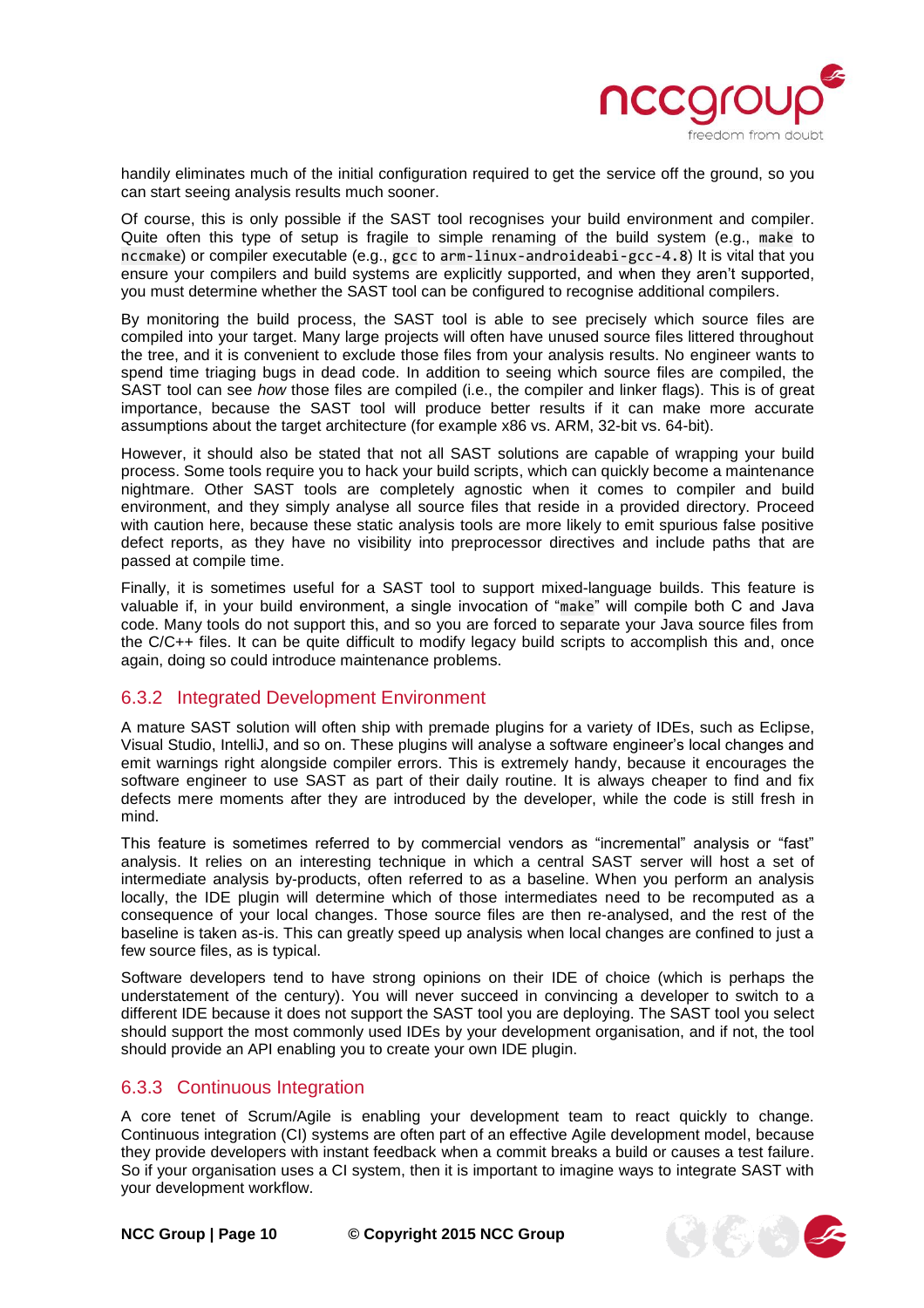handily eliminates much of the initial configuration required to get the service off the ground, so you can start seeing analysis results much sooner.

Of course, this is only possible if the SAST tool recognises your build environment and compiler. Quite often this type of setup is fragile to simple renaming of the build system (e.g., `make` to `nccmake`) or compiler executable (e.g., `gcc` to `arm-linux-androideabi-gcc-4.8`) It is vital that you ensure your compilers and build systems are explicitly supported, and when they aren't supported, you must determine whether the SAST tool can be configured to recognise additional compilers.

By monitoring the build process, the SAST tool is able to see precisely which source files are compiled into your target. Many large projects will often have unused source files littered throughout the tree, and it is convenient to exclude those files from your analysis results. No engineer wants to spend time triaging bugs in dead code. In addition to seeing which source files are compiled, the SAST tool can see *how* those files are compiled (i.e., the compiler and linker flags). This is of great importance, because the SAST tool will produce better results if it can make more accurate assumptions about the target architecture (for example x86 vs. ARM, 32-bit vs. 64-bit).

However, it should also be stated that not all SAST solutions are capable of wrapping your build process. Some tools require you to hack your build scripts, which can quickly become a maintenance nightmare. Other SAST tools are completely agnostic when it comes to compiler and build environment, and they simply analyse all source files that reside in a provided directory. Proceed with caution here, because these static analysis tools are more likely to emit spurious false positive defect reports, as they have no visibility into preprocessor directives and include paths that are passed at compile time.

Finally, it is sometimes useful for a SAST tool to support mixed-language builds. This feature is valuable if, in your build environment, a single invocation of "`make`" will compile both C and Java code. Many tools do not support this, and so you are forced to separate your Java source files from the C/C++ files. It can be quite difficult to modify legacy build scripts to accomplish this and, once again, doing so could introduce maintenance problems.

### 6.3.2 Integrated Development Environment

A mature SAST solution will often ship with premade plugins for a variety of IDEs, such as Eclipse, Visual Studio, IntelliJ, and so on. These plugins will analyse a software engineer's local changes and emit warnings right alongside compiler errors. This is extremely handy, because it encourages the software engineer to use SAST as part of their daily routine. It is always cheaper to find and fix defects mere moments after they are introduced by the developer, while the code is still fresh in mind.

This feature is sometimes referred to by commercial vendors as "incremental" analysis or "fast" analysis. It relies on an interesting technique in which a central SAST server will host a set of intermediate analysis by-products, often referred to as a baseline. When you perform an analysis locally, the IDE plugin will determine which of those intermediates need to be recomputed as a consequence of your local changes. Those source files are then re-analysed, and the rest of the baseline is taken as-is. This can greatly speed up analysis when local changes are confined to just a few source files, as is typical.

Software developers tend to have strong opinions on their IDE of choice (which is perhaps the understatement of the century). You will never succeed in convincing a developer to switch to a different IDE because it does not support the SAST tool you are deploying. The SAST tool you select should support the most commonly used IDEs by your development organisation, and if not, the tool should provide an API enabling you to create your own IDE plugin.

### 6.3.3 Continuous Integration

A core tenet of Scrum/Agile is enabling your development team to react quickly to change. Continuous integration (CI) systems are often part of an effective Agile development model, because they provide developers with instant feedback when a commit breaks a build or causes a test failure. So if your organisation uses a CI system, then it is important to imagine ways to integrate SAST with your development workflow.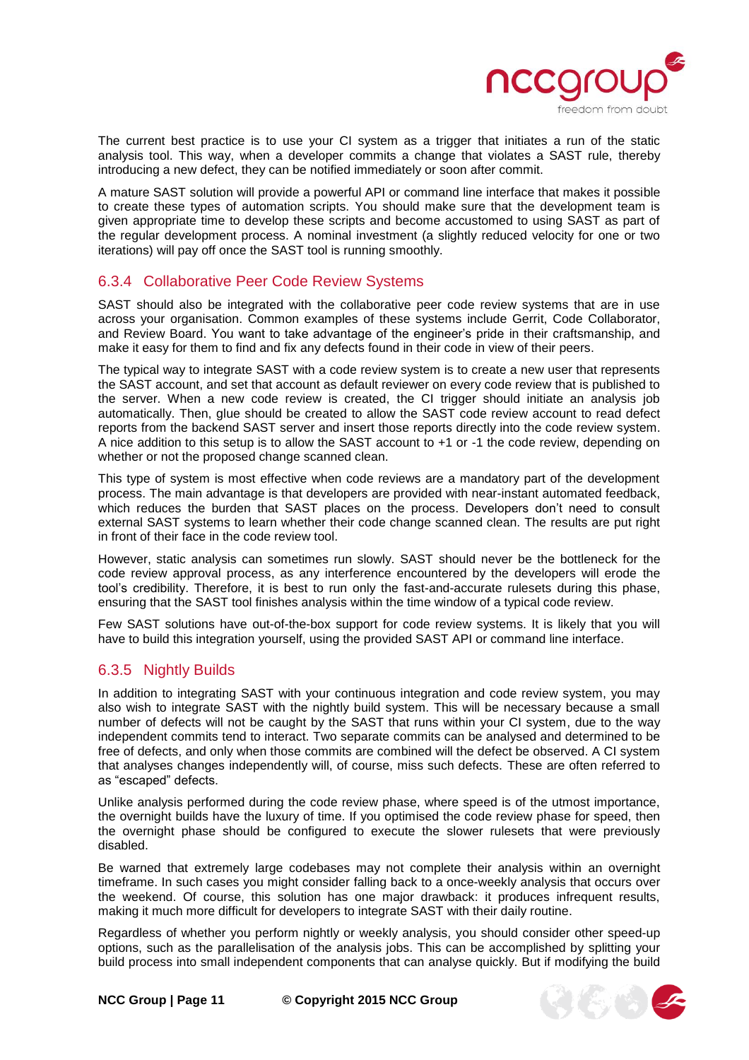The current best practice is to use your CI system as a trigger that initiates a run of the static analysis tool. This way, when a developer commits a change that violates a SAST rule, thereby introducing a new defect, they can be notified immediately or soon after commit.

A mature SAST solution will provide a powerful API or command line interface that makes it possible to create these types of automation scripts. You should make sure that the development team is given appropriate time to develop these scripts and become accustomed to using SAST as part of the regular development process. A nominal investment (a slightly reduced velocity for one or two iterations) will pay off once the SAST tool is running smoothly.

### 6.3.4 Collaborative Peer Code Review Systems

SAST should also be integrated with the collaborative peer code review systems that are in use across your organisation. Common examples of these systems include Gerrit, Code Collaborator, and Review Board. You want to take advantage of the engineer's pride in their craftsmanship, and make it easy for them to find and fix any defects found in their code in view of their peers.

The typical way to integrate SAST with a code review system is to create a new user that represents the SAST account, and set that account as default reviewer on every code review that is published to the server. When a new code review is created, the CI trigger should initiate an analysis job automatically. Then, glue should be created to allow the SAST code review account to read defect reports from the backend SAST server and insert those reports directly into the code review system. A nice addition to this setup is to allow the SAST account to +1 or -1 the code review, depending on whether or not the proposed change scanned clean.

This type of system is most effective when code reviews are a mandatory part of the development process. The main advantage is that developers are provided with near-instant automated feedback, which reduces the burden that SAST places on the process. Developers don't need to consult external SAST systems to learn whether their code change scanned clean. The results are put right in front of their face in the code review tool.

However, static analysis can sometimes run slowly. SAST should never be the bottleneck for the code review approval process, as any interference encountered by the developers will erode the tool's credibility. Therefore, it is best to run only the fast-and-accurate rulesets during this phase, ensuring that the SAST tool finishes analysis within the time window of a typical code review.

Few SAST solutions have out-of-the-box support for code review systems. It is likely that you will have to build this integration yourself, using the provided SAST API or command line interface.

### 6.3.5 Nightly Builds

In addition to integrating SAST with your continuous integration and code review system, you may also wish to integrate SAST with the nightly build system. This will be necessary because a small number of defects will not be caught by the SAST that runs within your CI system, due to the way independent commits tend to interact. Two separate commits can be analysed and determined to be free of defects, and only when those commits are combined will the defect be observed. A CI system that analyses changes independently will, of course, miss such defects. These are often referred to as "escaped" defects.

Unlike analysis performed during the code review phase, where speed is of the utmost importance, the overnight builds have the luxury of time. If you optimised the code review phase for speed, then the overnight phase should be configured to execute the slower rulesets that were previously disabled.

Be warned that extremely large codebases may not complete their analysis within an overnight timeframe. In such cases you might consider falling back to a once-weekly analysis that occurs over the weekend. Of course, this solution has one major drawback: it produces infrequent results, making it much more difficult for developers to integrate SAST with their daily routine.

Regardless of whether you perform nightly or weekly analysis, you should consider other speed-up options, such as the parallelisation of the analysis jobs. This can be accomplished by splitting your build process into small independent components that can analyse quickly. But if modifying the build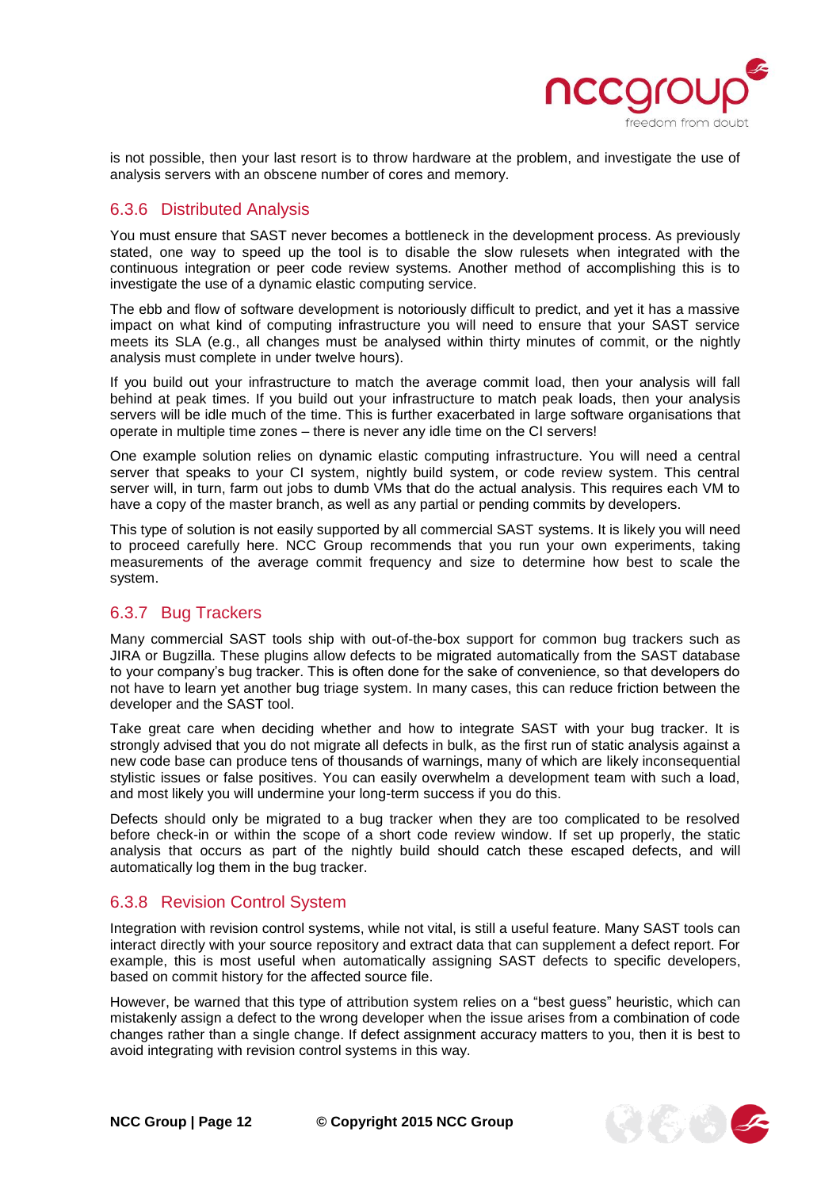is not possible, then your last resort is to throw hardware at the problem, and investigate the use of analysis servers with an obscene number of cores and memory.

### 6.3.6 Distributed Analysis

You must ensure that SAST never becomes a bottleneck in the development process. As previously stated, one way to speed up the tool is to disable the slow rulesets when integrated with the continuous integration or peer code review systems. Another method of accomplishing this is to investigate the use of a dynamic elastic computing service.

The ebb and flow of software development is notoriously difficult to predict, and yet it has a massive impact on what kind of computing infrastructure you will need to ensure that your SAST service meets its SLA (e.g., all changes must be analysed within thirty minutes of commit, or the nightly analysis must complete in under twelve hours).

If you build out your infrastructure to match the average commit load, then your analysis will fall behind at peak times. If you build out your infrastructure to match peak loads, then your analysis servers will be idle much of the time. This is further exacerbated in large software organisations that operate in multiple time zones – there is never any idle time on the CI servers!

One example solution relies on dynamic elastic computing infrastructure. You will need a central server that speaks to your CI system, nightly build system, or code review system. This central server will, in turn, farm out jobs to dumb VMs that do the actual analysis. This requires each VM to have a copy of the master branch, as well as any partial or pending commits by developers.

This type of solution is not easily supported by all commercial SAST systems. It is likely you will need to proceed carefully here. NCC Group recommends that you run your own experiments, taking measurements of the average commit frequency and size to determine how best to scale the system.

### 6.3.7 Bug Trackers

Many commercial SAST tools ship with out-of-the-box support for common bug trackers such as JIRA or Bugzilla. These plugins allow defects to be migrated automatically from the SAST database to your company's bug tracker. This is often done for the sake of convenience, so that developers do not have to learn yet another bug triage system. In many cases, this can reduce friction between the developer and the SAST tool.

Take great care when deciding whether and how to integrate SAST with your bug tracker. It is strongly advised that you do not migrate all defects in bulk, as the first run of static analysis against a new code base can produce tens of thousands of warnings, many of which are likely inconsequential stylistic issues or false positives. You can easily overwhelm a development team with such a load, and most likely you will undermine your long-term success if you do this.

Defects should only be migrated to a bug tracker when they are too complicated to be resolved before check-in or within the scope of a short code review window. If set up properly, the static analysis that occurs as part of the nightly build should catch these escaped defects, and will automatically log them in the bug tracker.

### 6.3.8 Revision Control System

Integration with revision control systems, while not vital, is still a useful feature. Many SAST tools can interact directly with your source repository and extract data that can supplement a defect report. For example, this is most useful when automatically assigning SAST defects to specific developers, based on commit history for the affected source file.

However, be warned that this type of attribution system relies on a "best guess" heuristic, which can mistakenly assign a defect to the wrong developer when the issue arises from a combination of code changes rather than a single change. If defect assignment accuracy matters to you, then it is best to avoid integrating with revision control systems in this way.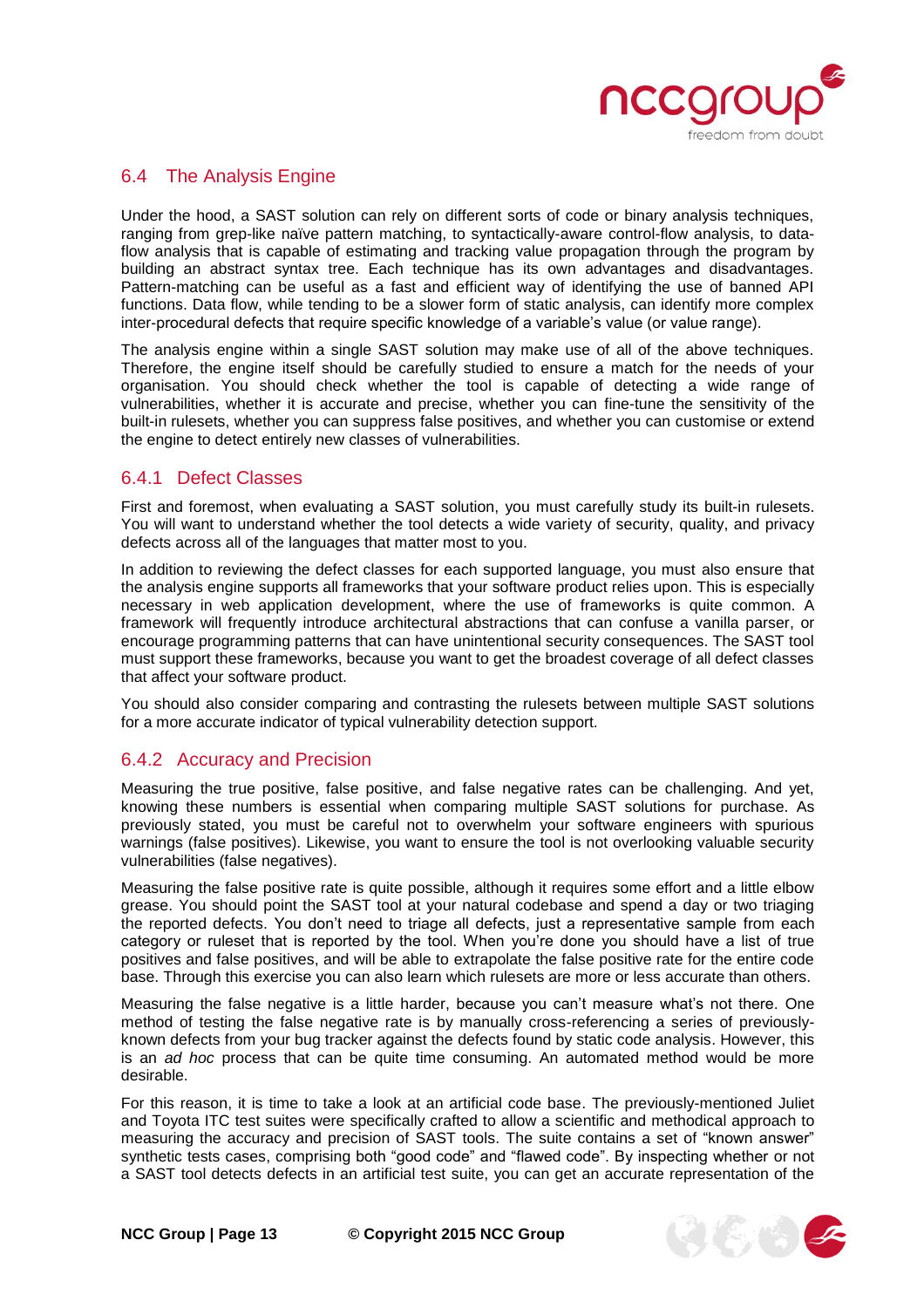## 6.4 The Analysis Engine

Under the hood, a SAST solution can rely on different sorts of code or binary analysis techniques, ranging from grep-like naïve pattern matching, to syntactically-aware control-flow analysis, to data-flow analysis that is capable of estimating and tracking value propagation through the program by building an abstract syntax tree. Each technique has its own advantages and disadvantages. Pattern-matching can be useful as a fast and efficient way of identifying the use of banned API functions. Data flow, while tending to be a slower form of static analysis, can identify more complex inter-procedural defects that require specific knowledge of a variable's value (or value range).

The analysis engine within a single SAST solution may make use of all of the above techniques. Therefore, the engine itself should be carefully studied to ensure a match for the needs of your organisation. You should check whether the tool is capable of detecting a wide range of vulnerabilities, whether it is accurate and precise, whether you can fine-tune the sensitivity of the built-in rulesets, whether you can suppress false positives, and whether you can customise or extend the engine to detect entirely new classes of vulnerabilities.

### 6.4.1 Defect Classes

First and foremost, when evaluating a SAST solution, you must carefully study its built-in rulesets. You will want to understand whether the tool detects a wide variety of security, quality, and privacy defects across all of the languages that matter most to you.

In addition to reviewing the defect classes for each supported language, you must also ensure that the analysis engine supports all frameworks that your software product relies upon. This is especially necessary in web application development, where the use of frameworks is quite common. A framework will frequently introduce architectural abstractions that can confuse a vanilla parser, or encourage programming patterns that can have unintentional security consequences. The SAST tool must support these frameworks, because you want to get the broadest coverage of all defect classes that affect your software product.

You should also consider comparing and contrasting the rulesets between multiple SAST solutions for a more accurate indicator of typical vulnerability detection support.

### 6.4.2 Accuracy and Precision

Measuring the true positive, false positive, and false negative rates can be challenging. And yet, knowing these numbers is essential when comparing multiple SAST solutions for purchase. As previously stated, you must be careful not to overwhelm your software engineers with spurious warnings (false positives). Likewise, you want to ensure the tool is not overlooking valuable security vulnerabilities (false negatives).

Measuring the false positive rate is quite possible, although it requires some effort and a little elbow grease. You should point the SAST tool at your natural codebase and spend a day or two triaging the reported defects. You don't need to triage all defects, just a representative sample from each category or ruleset that is reported by the tool. When you're done you should have a list of true positives and false positives, and will be able to extrapolate the false positive rate for the entire code base. Through this exercise you can also learn which rulesets are more or less accurate than others.

Measuring the false negative is a little harder, because you can't measure what's not there. One method of testing the false negative rate is by manually cross-referencing a series of previously-known defects from your bug tracker against the defects found by static code analysis. However, this is an *ad hoc* process that can be quite time consuming. An automated method would be more desirable.

For this reason, it is time to take a look at an artificial code base. The previously-mentioned Juliet and Toyota ITC test suites were specifically crafted to allow a scientific and methodical approach to measuring the accuracy and precision of SAST tools. The suite contains a set of "known answer" synthetic tests cases, comprising both "good code" and "flawed code". By inspecting whether or not a SAST tool detects defects in an artificial test suite, you can get an accurate representation of the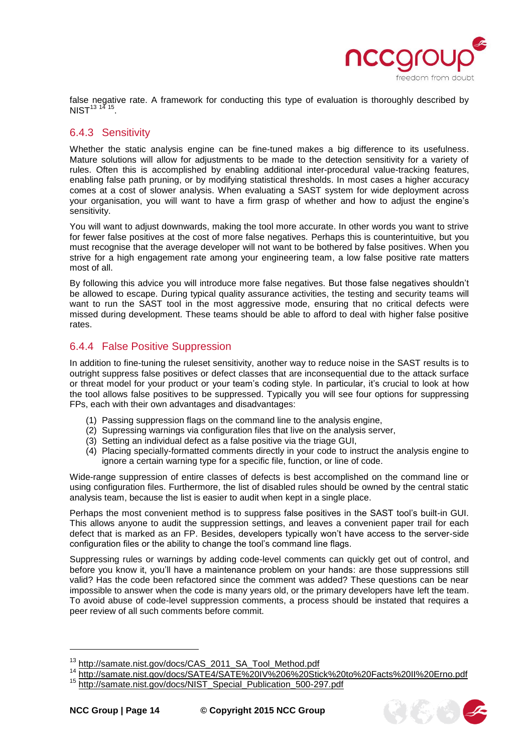false negative rate. A framework for conducting this type of evaluation is thoroughly described by NIST[13 14 15].

### 6.4.3 Sensitivity

Whether the static analysis engine can be fine-tuned makes a big difference to its usefulness. Mature solutions will allow for adjustments to be made to the detection sensitivity for a variety of rules. Often this is accomplished by enabling additional inter-procedural value-tracking features, enabling false path pruning, or by modifying statistical thresholds. In most cases a higher accuracy comes at a cost of slower analysis. When evaluating a SAST system for wide deployment across your organisation, you will want to have a firm grasp of whether and how to adjust the engine's sensitivity.

You will want to adjust downwards, making the tool more accurate. In other words you want to strive for fewer false positives at the cost of more false negatives. Perhaps this is counterintuitive, but you must recognise that the average developer will not want to be bothered by false positives. When you strive for a high engagement rate among your engineering team, a low false positive rate matters most of all.

By following this advice you will introduce more false negatives. But those false negatives shouldn't be allowed to escape. During typical quality assurance activities, the testing and security teams will want to run the SAST tool in the most aggressive mode, ensuring that no critical defects were missed during development. These teams should be able to afford to deal with higher false positive rates.

### 6.4.4 False Positive Suppression

In addition to fine-tuning the ruleset sensitivity, another way to reduce noise in the SAST results is to outright suppress false positives or defect classes that are inconsequential due to the attack surface or threat model for your product or your team's coding style. In particular, it's crucial to look at how the tool allows false positives to be suppressed. Typically you will see four options for suppressing FPs, each with their own advantages and disadvantages:

(1) Passing suppression flags on the command line to the analysis engine,
(2) Supressing warnings via configuration files that live on the analysis server,
(3) Setting an individual defect as a false positive via the triage GUI,
(4) Placing specially-formatted comments directly in your code to instruct the analysis engine to ignore a certain warning type for a specific file, function, or line of code.

Wide-range suppression of entire classes of defects is best accomplished on the command line or using configuration files. Furthermore, the list of disabled rules should be owned by the central static analysis team, because the list is easier to audit when kept in a single place.

Perhaps the most convenient method is to suppress false positives in the SAST tool's built-in GUI. This allows anyone to audit the suppression settings, and leaves a convenient paper trail for each defect that is marked as an FP. Besides, developers typically won't have access to the server-side configuration files or the ability to change the tool's command line flags.

Suppressing rules or warnings by adding code-level comments can quickly get out of control, and before you know it, you'll have a maintenance problem on your hands: are those suppressions still valid? Has the code been refactored since the comment was added? These questions can be near impossible to answer when the code is many years old, or the primary developers have left the team. To avoid abuse of code-level suppression comments, a process should be instated that requires a peer review of all such comments before commit.

---

[13] http://samate.nist.gov/docs/CAS_2011_SA_Tool_Method.pdf

[14] http://samate.nist.gov/docs/SATE4/SATE%20IV%206%20Stick%20to%20Facts%20II%20Erno.pdf

[15] http://samate.nist.gov/docs/NIST_Special_Publication_500-297.pdf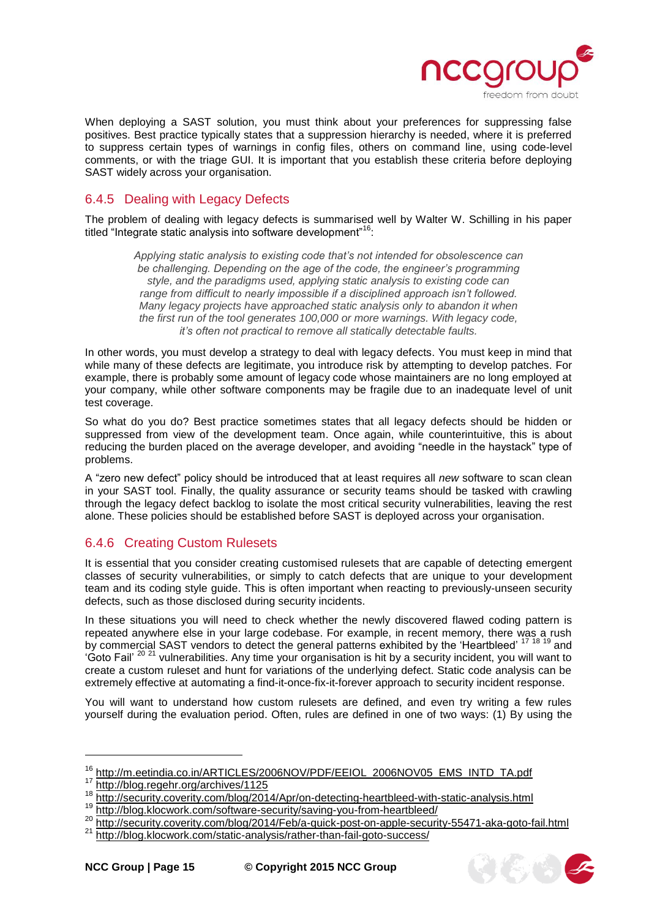When deploying a SAST solution, you must think about your preferences for suppressing false positives. Best practice typically states that a suppression hierarchy is needed, where it is preferred to suppress certain types of warnings in config files, others on command line, using code-level comments, or with the triage GUI. It is important that you establish these criteria before deploying SAST widely across your organisation.

### 6.4.5 Dealing with Legacy Defects

The problem of dealing with legacy defects is summarised well by Walter W. Schilling in his paper titled "Integrate static analysis into software development"[16]:

> *Applying static analysis to existing code that's not intended for obsolescence can be challenging. Depending on the age of the code, the engineer's programming style, and the paradigms used, applying static analysis to existing code can range from difficult to nearly impossible if a disciplined approach isn't followed. Many legacy projects have approached static analysis only to abandon it when the first run of the tool generates 100,000 or more warnings. With legacy code, it's often not practical to remove all statically detectable faults.*

In other words, you must develop a strategy to deal with legacy defects. You must keep in mind that while many of these defects are legitimate, you introduce risk by attempting to develop patches. For example, there is probably some amount of legacy code whose maintainers are no long employed at your company, while other software components may be fragile due to an inadequate level of unit test coverage.

So what do you do? Best practice sometimes states that all legacy defects should be hidden or suppressed from view of the development team. Once again, while counterintuitive, this is about reducing the burden placed on the average developer, and avoiding "needle in the haystack" type of problems.

A "zero new defect" policy should be introduced that at least requires all *new* software to scan clean in your SAST tool. Finally, the quality assurance or security teams should be tasked with crawling through the legacy defect backlog to isolate the most critical security vulnerabilities, leaving the rest alone. These policies should be established before SAST is deployed across your organisation.

### 6.4.6 Creating Custom Rulesets

It is essential that you consider creating customised rulesets that are capable of detecting emergent classes of security vulnerabilities, or simply to catch defects that are unique to your development team and its coding style guide. This is often important when reacting to previously-unseen security defects, such as those disclosed during security incidents.

In these situations you will need to check whether the newly discovered flawed coding pattern is repeated anywhere else in your large codebase. For example, in recent memory, there was a rush by commercial SAST vendors to detect the general patterns exhibited by the 'Heartbleed' [17] [18] [19] and 'Goto Fail' [20] [21] vulnerabilities. Any time your organisation is hit by a security incident, you will want to create a custom ruleset and hunt for variations of the underlying defect. Static code analysis can be extremely effective at automating a find-it-once-fix-it-forever approach to security incident response.

You will want to understand how custom rulesets are defined, and even try writing a few rules yourself during the evaluation period. Often, rules are defined in one of two ways: (1) By using the

---

[16] http://m.eetindia.co.in/ARTICLES/2006NOV/PDF/EEIOL_2006NOV05_EMS_INTD_TA.pdf

[17] http://blog.regehr.org/archives/1125

[18] http://security.coverity.com/blog/2014/Apr/on-detecting-heartbleed-with-static-analysis.html

[19] http://blog.klocwork.com/software-security/saving-you-from-heartbleed/

[20] http://security.coverity.com/blog/2014/Feb/a-quick-post-on-apple-security-55471-aka-goto-fail.html

[21] http://blog.klocwork.com/static-analysis/rather-than-fail-goto-success/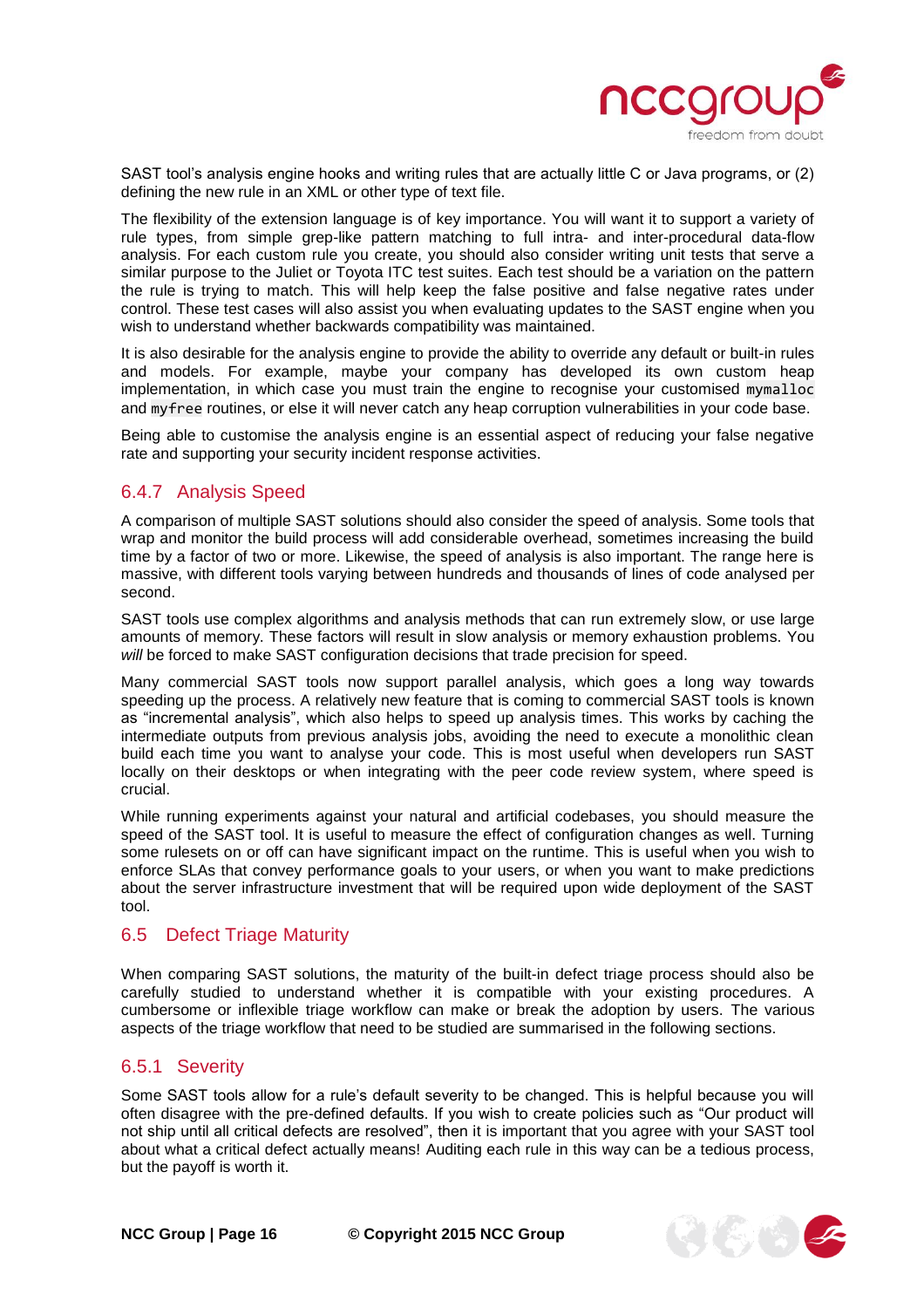SAST tool's analysis engine hooks and writing rules that are actually little C or Java programs, or (2) defining the new rule in an XML or other type of text file.

The flexibility of the extension language is of key importance. You will want it to support a variety of rule types, from simple grep-like pattern matching to full intra- and inter-procedural data-flow analysis. For each custom rule you create, you should also consider writing unit tests that serve a similar purpose to the Juliet or Toyota ITC test suites. Each test should be a variation on the pattern the rule is trying to match. This will help keep the false positive and false negative rates under control. These test cases will also assist you when evaluating updates to the SAST engine when you wish to understand whether backwards compatibility was maintained.

It is also desirable for the analysis engine to provide the ability to override any default or built-in rules and models. For example, maybe your company has developed its own custom heap implementation, in which case you must train the engine to recognise your customised `mymalloc` and `myfree` routines, or else it will never catch any heap corruption vulnerabilities in your code base.

Being able to customise the analysis engine is an essential aspect of reducing your false negative rate and supporting your security incident response activities.

### 6.4.7 Analysis Speed

A comparison of multiple SAST solutions should also consider the speed of analysis. Some tools that wrap and monitor the build process will add considerable overhead, sometimes increasing the build time by a factor of two or more. Likewise, the speed of analysis is also important. The range here is massive, with different tools varying between hundreds and thousands of lines of code analysed per second.

SAST tools use complex algorithms and analysis methods that can run extremely slow, or use large amounts of memory. These factors will result in slow analysis or memory exhaustion problems. You *will* be forced to make SAST configuration decisions that trade precision for speed.

Many commercial SAST tools now support parallel analysis, which goes a long way towards speeding up the process. A relatively new feature that is coming to commercial SAST tools is known as "incremental analysis", which also helps to speed up analysis times. This works by caching the intermediate outputs from previous analysis jobs, avoiding the need to execute a monolithic clean build each time you want to analyse your code. This is most useful when developers run SAST locally on their desktops or when integrating with the peer code review system, where speed is crucial.

While running experiments against your natural and artificial codebases, you should measure the speed of the SAST tool. It is useful to measure the effect of configuration changes as well. Turning some rulesets on or off can have significant impact on the runtime. This is useful when you wish to enforce SLAs that convey performance goals to your users, or when you want to make predictions about the server infrastructure investment that will be required upon wide deployment of the SAST tool.

## 6.5 Defect Triage Maturity

When comparing SAST solutions, the maturity of the built-in defect triage process should also be carefully studied to understand whether it is compatible with your existing procedures. A cumbersome or inflexible triage workflow can make or break the adoption by users. The various aspects of the triage workflow that need to be studied are summarised in the following sections.

### 6.5.1 Severity

Some SAST tools allow for a rule's default severity to be changed. This is helpful because you will often disagree with the pre-defined defaults. If you wish to create policies such as "Our product will not ship until all critical defects are resolved", then it is important that you agree with your SAST tool about what a critical defect actually means! Auditing each rule in this way can be a tedious process, but the payoff is worth it.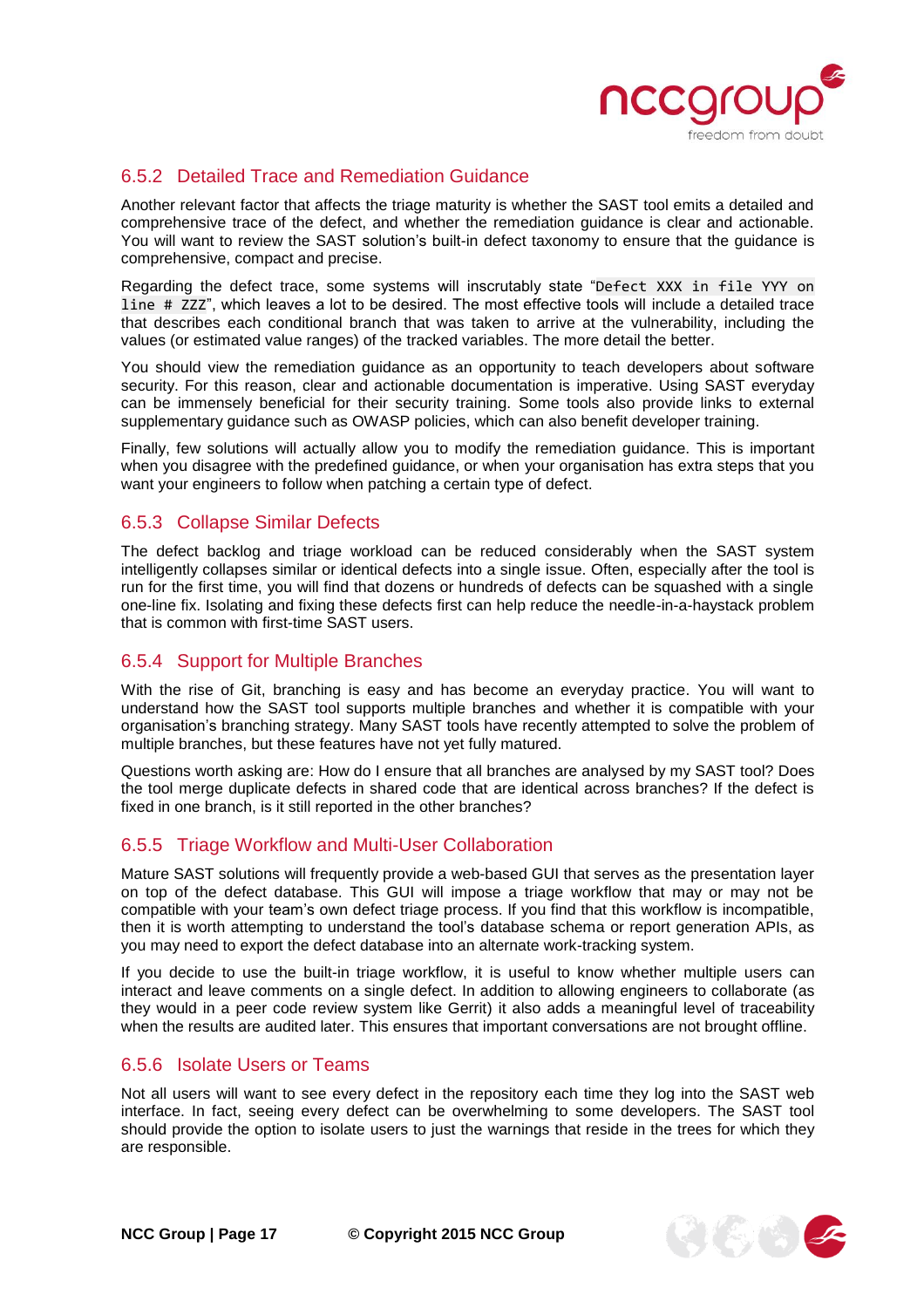### 6.5.2 Detailed Trace and Remediation Guidance

Another relevant factor that affects the triage maturity is whether the SAST tool emits a detailed and comprehensive trace of the defect, and whether the remediation guidance is clear and actionable. You will want to review the SAST solution's built-in defect taxonomy to ensure that the guidance is comprehensive, compact and precise.

Regarding the defect trace, some systems will inscrutably state "`Defect XXX in file YYY on line # ZZZ`", which leaves a lot to be desired. The most effective tools will include a detailed trace that describes each conditional branch that was taken to arrive at the vulnerability, including the values (or estimated value ranges) of the tracked variables. The more detail the better.

You should view the remediation guidance as an opportunity to teach developers about software security. For this reason, clear and actionable documentation is imperative. Using SAST everyday can be immensely beneficial for their security training. Some tools also provide links to external supplementary guidance such as OWASP policies, which can also benefit developer training.

Finally, few solutions will actually allow you to modify the remediation guidance. This is important when you disagree with the predefined guidance, or when your organisation has extra steps that you want your engineers to follow when patching a certain type of defect.

### 6.5.3 Collapse Similar Defects

The defect backlog and triage workload can be reduced considerably when the SAST system intelligently collapses similar or identical defects into a single issue. Often, especially after the tool is run for the first time, you will find that dozens or hundreds of defects can be squashed with a single one-line fix. Isolating and fixing these defects first can help reduce the needle-in-a-haystack problem that is common with first-time SAST users.

### 6.5.4 Support for Multiple Branches

With the rise of Git, branching is easy and has become an everyday practice. You will want to understand how the SAST tool supports multiple branches and whether it is compatible with your organisation's branching strategy. Many SAST tools have recently attempted to solve the problem of multiple branches, but these features have not yet fully matured.

Questions worth asking are: How do I ensure that all branches are analysed by my SAST tool? Does the tool merge duplicate defects in shared code that are identical across branches? If the defect is fixed in one branch, is it still reported in the other branches?

### 6.5.5 Triage Workflow and Multi-User Collaboration

Mature SAST solutions will frequently provide a web-based GUI that serves as the presentation layer on top of the defect database. This GUI will impose a triage workflow that may or may not be compatible with your team's own defect triage process. If you find that this workflow is incompatible, then it is worth attempting to understand the tool's database schema or report generation APIs, as you may need to export the defect database into an alternate work-tracking system.

If you decide to use the built-in triage workflow, it is useful to know whether multiple users can interact and leave comments on a single defect. In addition to allowing engineers to collaborate (as they would in a peer code review system like Gerrit) it also adds a meaningful level of traceability when the results are audited later. This ensures that important conversations are not brought offline.

### 6.5.6 Isolate Users or Teams

Not all users will want to see every defect in the repository each time they log into the SAST web interface. In fact, seeing every defect can be overwhelming to some developers. The SAST tool should provide the option to isolate users to just the warnings that reside in the trees for which they are responsible.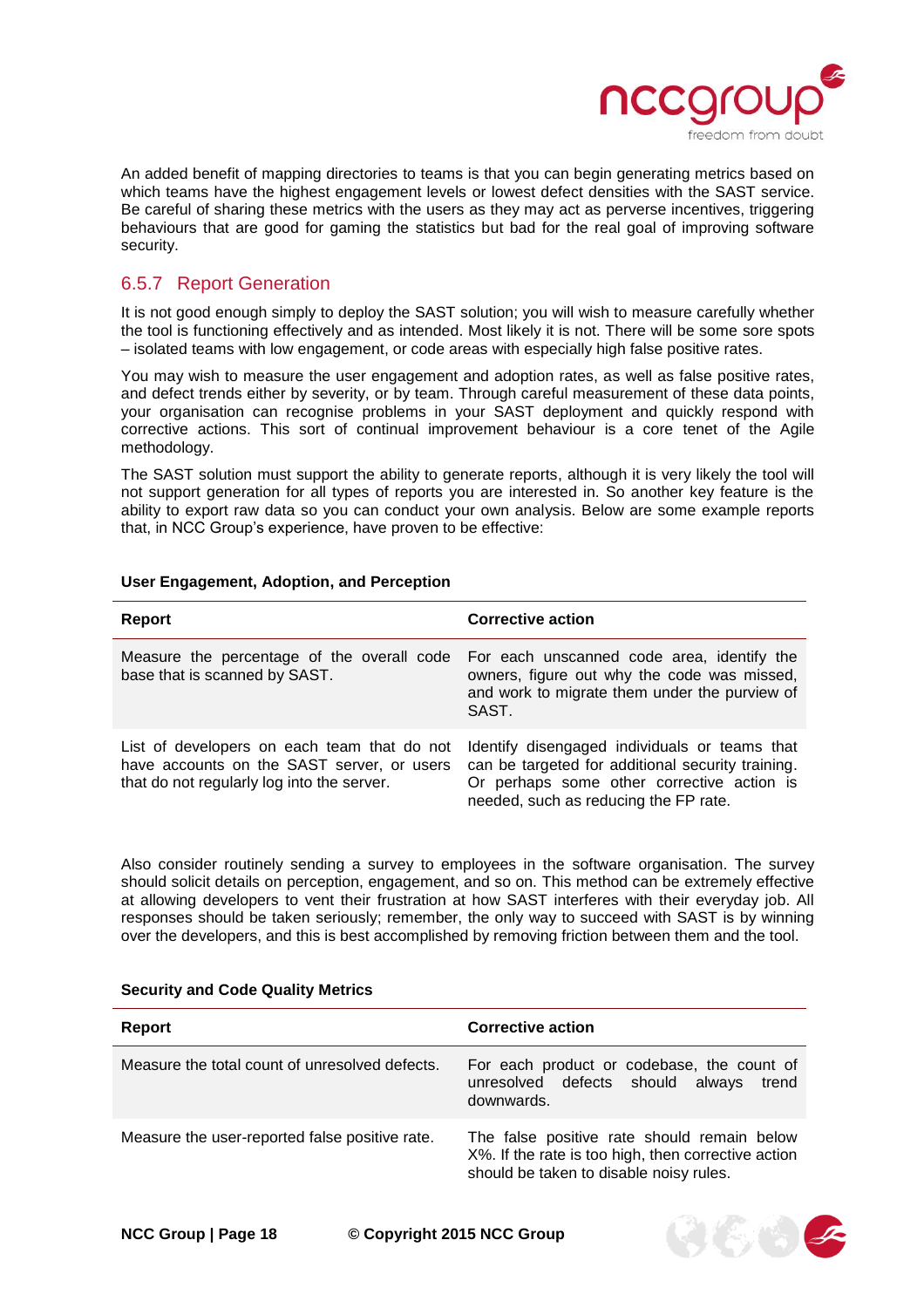An added benefit of mapping directories to teams is that you can begin generating metrics based on which teams have the highest engagement levels or lowest defect densities with the SAST service. Be careful of sharing these metrics with the users as they may act as perverse incentives, triggering behaviours that are good for gaming the statistics but bad for the real goal of improving software security.

### 6.5.7 Report Generation

It is not good enough simply to deploy the SAST solution; you will wish to measure carefully whether the tool is functioning effectively and as intended. Most likely it is not. There will be some sore spots – isolated teams with low engagement, or code areas with especially high false positive rates.

You may wish to measure the user engagement and adoption rates, as well as false positive rates, and defect trends either by severity, or by team. Through careful measurement of these data points, your organisation can recognise problems in your SAST deployment and quickly respond with corrective actions. This sort of continual improvement behaviour is a core tenet of the Agile methodology.

The SAST solution must support the ability to generate reports, although it is very likely the tool will not support generation for all types of reports you are interested in. So another key feature is the ability to export raw data so you can conduct your own analysis. Below are some example reports that, in NCC Group's experience, have proven to be effective:

**User Engagement, Adoption, and Perception**

| Report | Corrective action |
| --- | --- |
| Measure the percentage of the overall code base that is scanned by SAST. | For each unscanned code area, identify the owners, figure out why the code was missed, and work to migrate them under the purview of SAST. |
| List of developers on each team that do not have accounts on the SAST server, or users that do not regularly log into the server. | Identify disengaged individuals or teams that can be targeted for additional security training. Or perhaps some other corrective action is needed, such as reducing the FP rate. |

Also consider routinely sending a survey to employees in the software organisation. The survey should solicit details on perception, engagement, and so on. This method can be extremely effective at allowing developers to vent their frustration at how SAST interferes with their everyday job. All responses should be taken seriously; remember, the only way to succeed with SAST is by winning over the developers, and this is best accomplished by removing friction between them and the tool.

**Security and Code Quality Metrics**

| Report | Corrective action |
| --- | --- |
| Measure the total count of unresolved defects. | For each product or codebase, the count of unresolved defects should always trend downwards. |
| Measure the user-reported false positive rate. | The false positive rate should remain below X%. If the rate is too high, then corrective action should be taken to disable noisy rules. |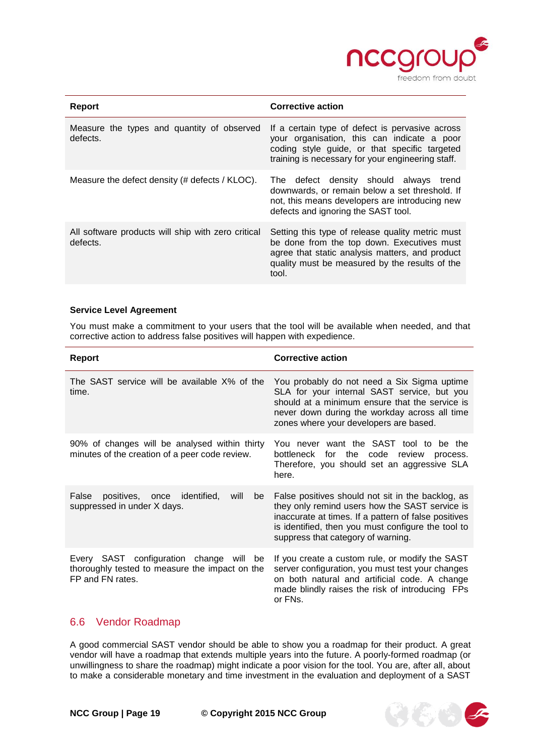| Report | Corrective action |
|---|---|
| Measure the types and quantity of observed defects. | If a certain type of defect is pervasive across your organisation, this can indicate a poor coding style guide, or that specific targeted training is necessary for your engineering staff. |
| Measure the defect density (# defects / KLOC). | The defect density should always trend downwards, or remain below a set threshold. If not, this means developers are introducing new defects and ignoring the SAST tool. |
| All software products will ship with zero critical defects. | Setting this type of release quality metric must be done from the top down. Executives must agree that static analysis matters, and product quality must be measured by the results of the tool. |

**Service Level Agreement**

You must make a commitment to your users that the tool will be available when needed, and that corrective action to address false positives will happen with expedience.

| Report | Corrective action |
|---|---|
| The SAST service will be available X% of the time. | You probably do not need a Six Sigma uptime SLA for your internal SAST service, but you should at a minimum ensure that the service is never down during the workday across all time zones where your developers are based. |
| 90% of changes will be analysed within thirty minutes of the creation of a peer code review. | You never want the SAST tool to be the bottleneck for the code review process. Therefore, you should set an aggressive SLA here. |
| False positives, once identified, will be suppressed in under X days. | False positives should not sit in the backlog, as they only remind users how the SAST service is inaccurate at times. If a pattern of false positives is identified, then you must configure the tool to suppress that category of warning. |
| Every SAST configuration change will be thoroughly tested to measure the impact on the FP and FN rates. | If you create a custom rule, or modify the SAST server configuration, you must test your changes on both natural and artificial code. A change made blindly raises the risk of introducing FPs or FNs. |

## 6.6 Vendor Roadmap

A good commercial SAST vendor should be able to show you a roadmap for their product. A great vendor will have a roadmap that extends multiple years into the future. A poorly-formed roadmap (or unwillingness to share the roadmap) might indicate a poor vision for the tool. You are, after all, about to make a considerable monetary and time investment in the evaluation and deployment of a SAST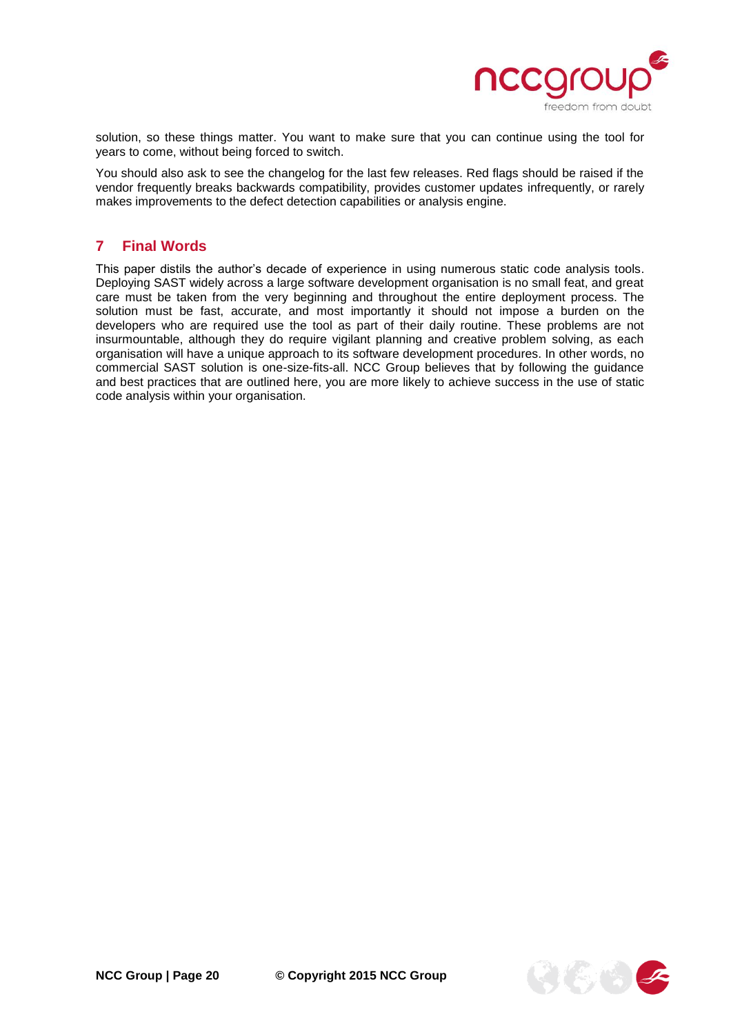solution, so these things matter. You want to make sure that you can continue using the tool for years to come, without being forced to switch.

You should also ask to see the changelog for the last few releases. Red flags should be raised if the vendor frequently breaks backwards compatibility, provides customer updates infrequently, or rarely makes improvements to the defect detection capabilities or analysis engine.

## 7 Final Words

This paper distils the author's decade of experience in using numerous static code analysis tools. Deploying SAST widely across a large software development organisation is no small feat, and great care must be taken from the very beginning and throughout the entire deployment process. The solution must be fast, accurate, and most importantly it should not impose a burden on the developers who are required use the tool as part of their daily routine. These problems are not insurmountable, although they do require vigilant planning and creative problem solving, as each organisation will have a unique approach to its software development procedures. In other words, no commercial SAST solution is one-size-fits-all. NCC Group believes that by following the guidance and best practices that are outlined here, you are more likely to achieve success in the use of static code analysis within your organisation.